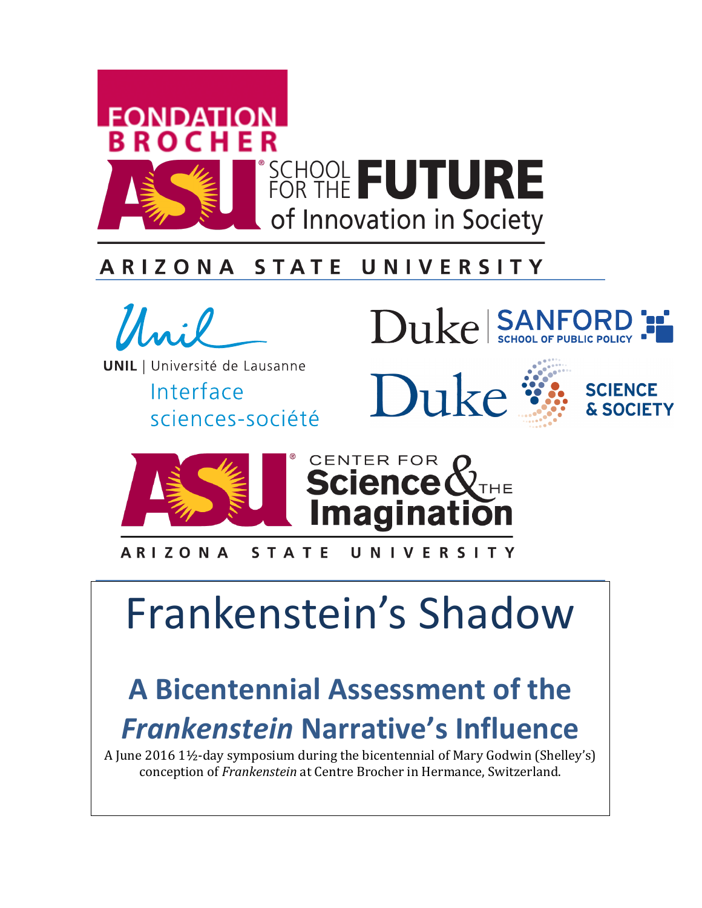FONDATION BROCHER

ASU SCHOOL FOR THE FUTURE of Innovation in Society

ARIZONA STATE UNIVERSITY

Unil

UNIL | Université de Lausanne

Interface sciences-société

Duke | SANFORD SCHOOL OF PUBLIC POLICY

Duke SCIENCE & SOCIETY

ASU CENTER FOR Science & THE Imagination

ARIZONA STATE UNIVERSITY

# Frankenstein's Shadow

## A Bicentennial Assessment of the *Frankenstein* Narrative's Influence

A June 2016 1½-day symposium during the bicentennial of Mary Godwin (Shelley's) conception of *Frankenstein* at Centre Brocher in Hermance, Switzerland.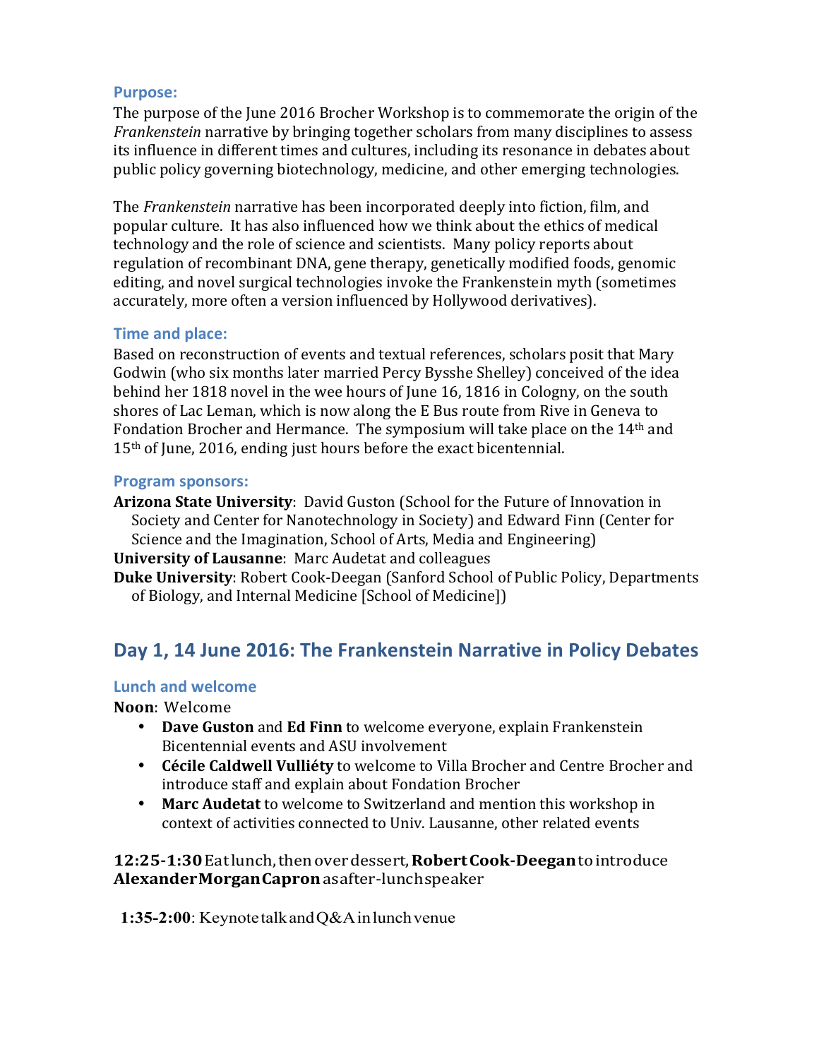### Purpose:

The purpose of the June 2016 Brocher Workshop is to commemorate the origin of the *Frankenstein* narrative by bringing together scholars from many disciplines to assess its influence in different times and cultures, including its resonance in debates about public policy governing biotechnology, medicine, and other emerging technologies.

The *Frankenstein* narrative has been incorporated deeply into fiction, film, and popular culture. It has also influenced how we think about the ethics of medical technology and the role of science and scientists. Many policy reports about regulation of recombinant DNA, gene therapy, genetically modified foods, genomic editing, and novel surgical technologies invoke the Frankenstein myth (sometimes accurately, more often a version influenced by Hollywood derivatives).

### Time and place:

Based on reconstruction of events and textual references, scholars posit that Mary Godwin (who six months later married Percy Bysshe Shelley) conceived of the idea behind her 1818 novel in the wee hours of June 16, 1816 in Cologny, on the south shores of Lac Leman, which is now along the E Bus route from Rive in Geneva to Fondation Brocher and Hermance. The symposium will take place on the 14th and 15th of June, 2016, ending just hours before the exact bicentennial.

### Program sponsors:

**Arizona State University**: David Guston (School for the Future of Innovation in Society and Center for Nanotechnology in Society) and Edward Finn (Center for Science and the Imagination, School of Arts, Media and Engineering)

**University of Lausanne**: Marc Audetat and colleagues

**Duke University**: Robert Cook-Deegan (Sanford School of Public Policy, Departments of Biology, and Internal Medicine [School of Medicine])

## Day 1, 14 June 2016: The Frankenstein Narrative in Policy Debates

### Lunch and welcome

**Noon**: Welcome

- **Dave Guston** and **Ed Finn** to welcome everyone, explain Frankenstein Bicentennial events and ASU involvement
- **Cécile Caldwell Vulliéty** to welcome to Villa Brocher and Centre Brocher and introduce staff and explain about Fondation Brocher
- **Marc Audetat** to welcome to Switzerland and mention this workshop in context of activities connected to Univ. Lausanne, other related events

**12:25-1:30** Eat lunch, then over dessert, **Robert Cook-Deegan** to introduce **Alexander Morgan Capron** as after-lunch speaker

**1:35-2:00**: Keynote talk and Q&A in lunch venue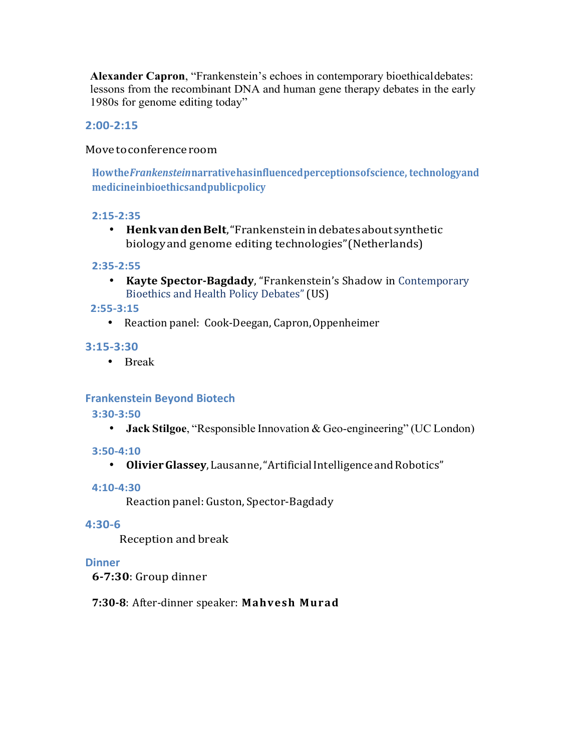**Alexander Capron**, "Frankenstein's echoes in contemporary bioethical debates: lessons from the recombinant DNA and human gene therapy debates in the early 1980s for genome editing today"

**2:00-2:15**

Move to conference room

## How the *Frankenstein* narrative has influenced perceptions of science, technology and medicine in bioethics and public policy

**2:15-2:35**

- **Henk van den Belt**, "Frankenstein in debates about synthetic biology and genome editing technologies" (Netherlands)

**2:35-2:55**

- **Kayte Spector-Bagdady**, "Frankenstein's Shadow in Contemporary Bioethics and Health Policy Debates" (US)

**2:55-3:15**

- Reaction panel: Cook-Deegan, Capron, Oppenheimer

**3:15-3:30**

- Break

## Frankenstein Beyond Biotech

**3:30-3:50**

- **Jack Stilgoe**, "Responsible Innovation & Geo-engineering" (UC London)

**3:50-4:10**

- **Olivier Glassey**, Lausanne, "Artificial Intelligence and Robotics"

**4:10-4:30**

Reaction panel: Guston, Spector-Bagdady

**4:30-6**

Reception and break

## Dinner

**6-7:30**: Group dinner

**7:30-8**: After-dinner speaker: **Mahvesh Murad**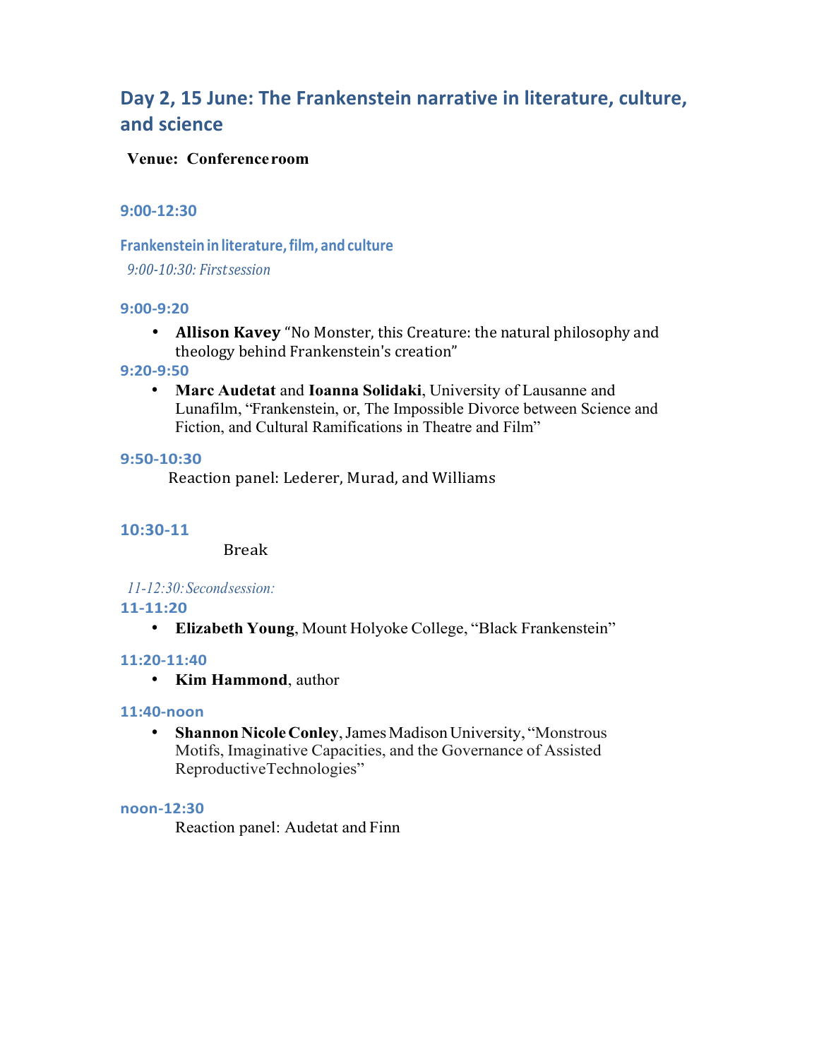## Day 2, 15 June: The Frankenstein narrative in literature, culture, and science

**Venue: Conference room**

### 9:00-12:30

#### Frankenstein in literature, film, and culture

*9:00-10:30: First session*

**9:00-9:20**

- **Allison Kavey** "No Monster, this Creature: the natural philosophy and theology behind Frankenstein's creation"

**9:20-9:50**

- **Marc Audetat** and **Ioanna Solidaki**, University of Lausanne and Lunafilm, "Frankenstein, or, The Impossible Divorce between Science and Fiction, and Cultural Ramifications in Theatre and Film"

**9:50-10:30**

Reaction panel: Lederer, Murad, and Williams

**10:30-11**

Break

*11-12:30: Second session:*

**11-11:20**

- **Elizabeth Young**, Mount Holyoke College, "Black Frankenstein"

**11:20-11:40**

- **Kim Hammond**, author

**11:40-noon**

- **Shannon Nicole Conley**, James Madison University, "Monstrous Motifs, Imaginative Capacities, and the Governance of Assisted Reproductive Technologies"

**noon-12:30**

Reaction panel: Audetat and Finn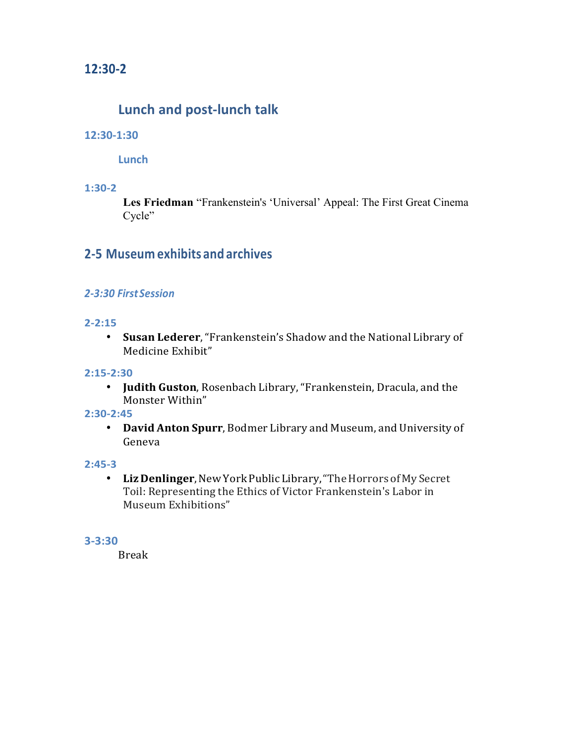## 12:30-2

### Lunch and post-lunch talk

**12:30-1:30**

**Lunch**

**1:30-2**

**Les Friedman** “Frankenstein's ‘Universal’ Appeal: The First Great Cinema Cycle”

## 2-5 Museum exhibits and archives

***2-3:30 First Session***

**2-2:15**

- **Susan Lederer**, “Frankenstein’s Shadow and the National Library of Medicine Exhibit”

**2:15-2:30**

- **Judith Guston**, Rosenbach Library, “Frankenstein, Dracula, and the Monster Within”

**2:30-2:45**

- **David Anton Spurr**, Bodmer Library and Museum, and University of Geneva

**2:45-3**

- **Liz Denlinger**, New York Public Library, “The Horrors of My Secret Toil: Representing the Ethics of Victor Frankenstein's Labor in Museum Exhibitions”

**3-3:30**

Break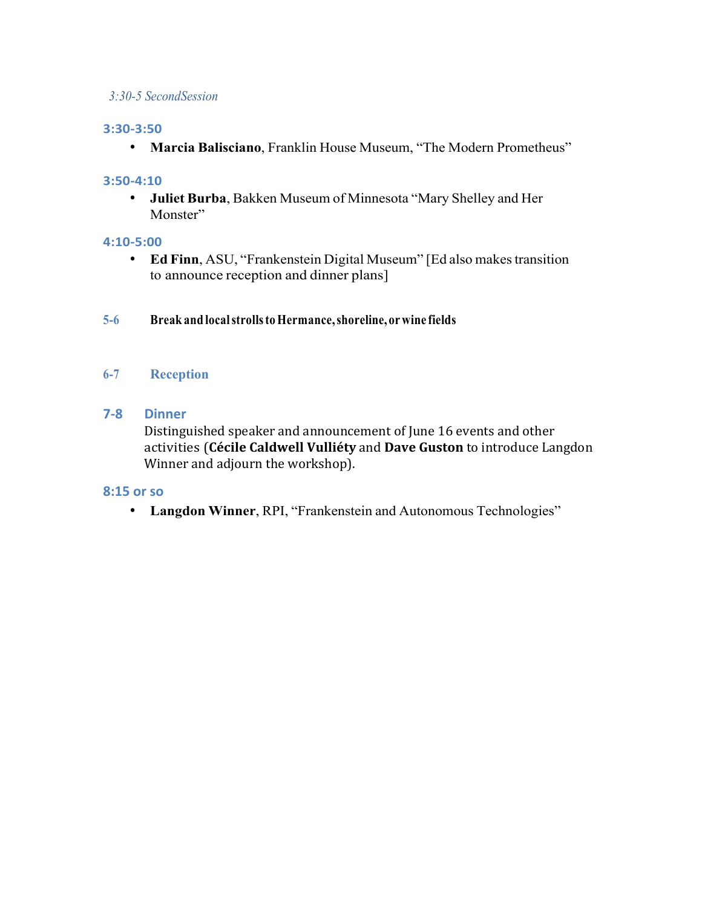*3:30-5 SecondSession*

**3:30-3:50**

- **Marcia Balisciano**, Franklin House Museum, “The Modern Prometheus”

**3:50-4:10**

- **Juliet Burba**, Bakken Museum of Minnesota “Mary Shelley and Her Monster”

**4:10-5:00**

- **Ed Finn**, ASU, “Frankenstein Digital Museum” [Ed also makes transition to announce reception and dinner plans]

**5-6 Break and local strolls to Hermance, shoreline, or wine fields**

**6-7 Reception**

**7-8 Dinner**

Distinguished speaker and announcement of June 16 events and other activities (**Cécile Caldwell Vulliéty** and **Dave Guston** to introduce Langdon Winner and adjourn the workshop).

**8:15 or so**

- **Langdon Winner**, RPI, “Frankenstein and Autonomous Technologies”